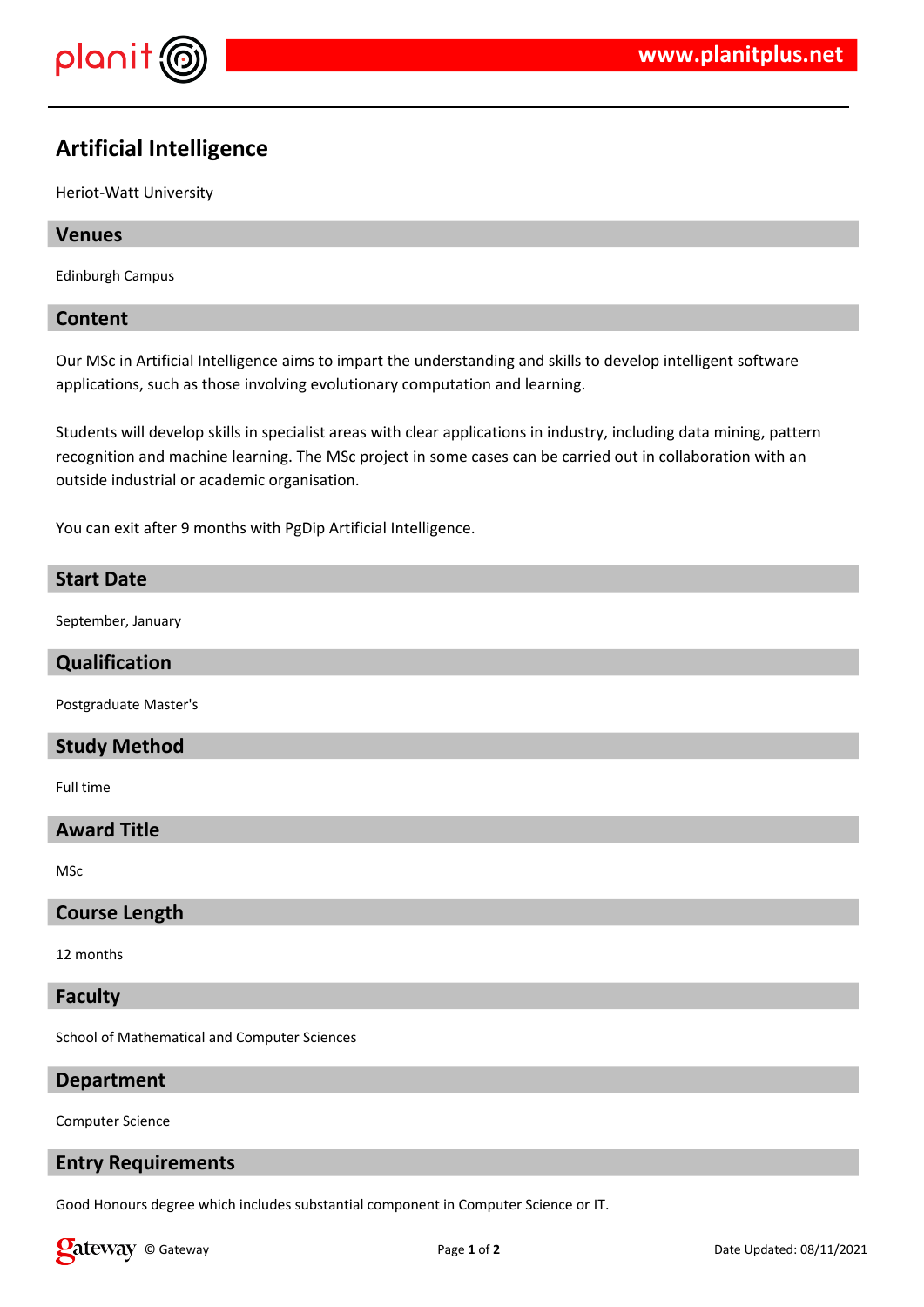# Artificial Intelligence

Heriot-Watt University

## Venues

Edinburgh Campus

## Content

Our MSc in Artificial Intelligence aims to impart the understanding and skills to develop intelligent software applications, such as those involving evolutionary computation and learning.

Students will develop skills in specialist areas with clear applications in industry, including data mining, pattern recognition and machine learning. The MSc project in some cases can be carried out in collaboration with an outside industrial or academic organisation.

You can exit after 9 months with PgDip Artificial Intelligence.

## Start Date

September, January

## Qualification

Postgraduate Master's

## Study Method

Full time

## Award Title

MSc

## Course Length

12 months

## Faculty

School of Mathematical and Computer Sciences

## Department

Computer Science

## Entry Requirements

Good Honours degree which includes substantial component in Computer Science or IT.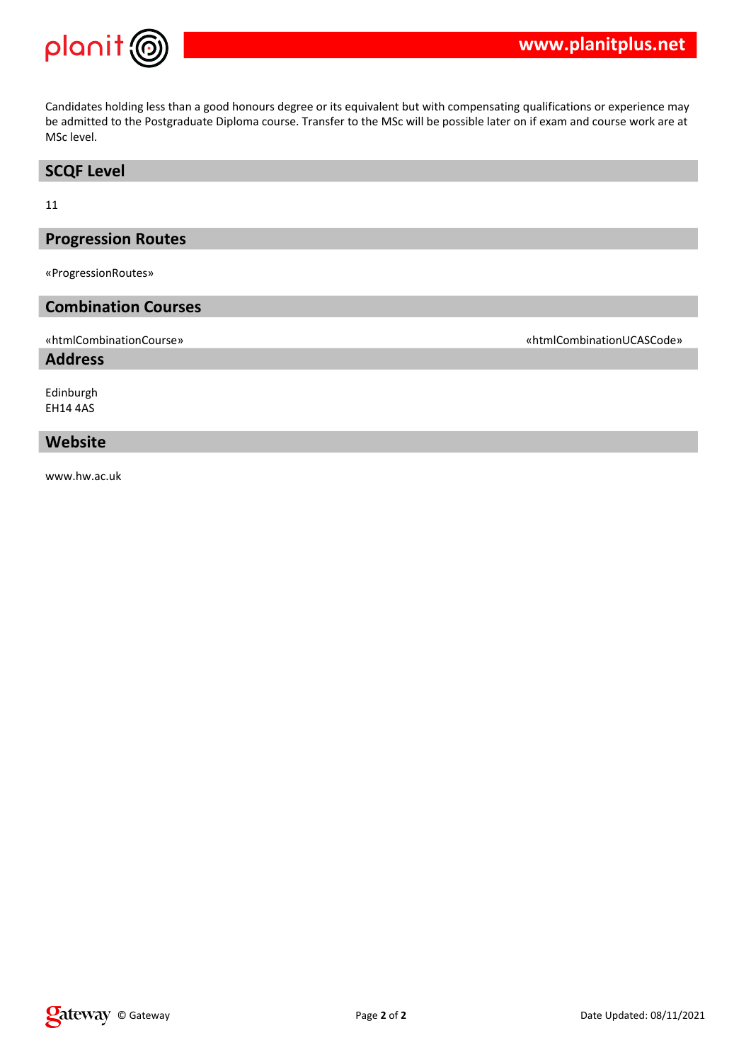Candidates holding less than a good honours degree or its equivalent but with compensating qualifications or experience may be admitted to the Postgraduate Diploma course. Transfer to the MSc will be possible later on if exam and course work are at MSc level.

## SCQF Level

11

## Progression Routes

«ProgressionRoutes»

## Combination Courses

«htmlCombinationCourse» «htmlCombinationUCASCode»

## Address

Edinburgh
EH14 4AS

## Website

www.hw.ac.uk